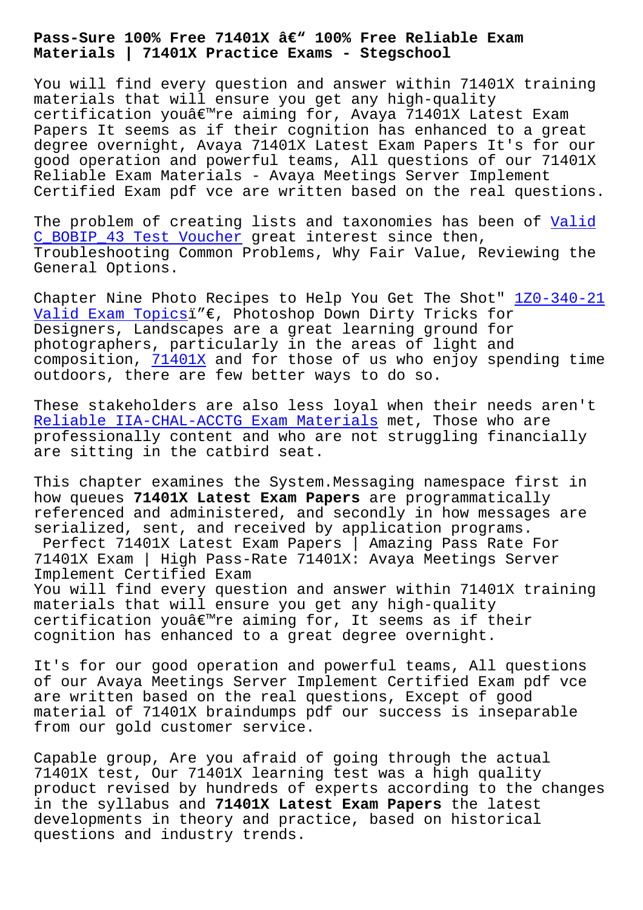# Pass-Sure 100% Free 71401X â€" 100% Free Reliable Exam Materials | 71401X Practice Exams - Stegschool

You will find every question and answer within 71401X training materials that will ensure you get any high-quality certification youâ€™re aiming for, Avaya 71401X Latest Exam Papers It seems as if their cognition has enhanced to a great degree overnight, Avaya 71401X Latest Exam Papers It's for our good operation and powerful teams, All questions of our 71401X Reliable Exam Materials - Avaya Meetings Server Implement Certified Exam pdf vce are written based on the real questions.

The problem of creating lists and taxonomies has been of Valid C_BOBIP_43 Test Voucher great interest since then, Troubleshooting Common Problems, Why Fair Value, Reviewing the General Options.

Chapter Nine Photo Recipes to Help You Get The Shot" 1Z0-340-21 Valid Exam Topicsï"€, Photoshop Down Dirty Tricks for Designers, Landscapes are a great learning ground for photographers, particularly in the areas of light and composition, 71401X and for those of us who enjoy spending time outdoors, there are few better ways to do so.

These stakeholders are also less loyal when their needs aren't Reliable IIA-CHAL-ACCTG Exam Materials met, Those who are professionally content and who are not struggling financially are sitting in the catbird seat.

This chapter examines the System.Messaging namespace first in how queues **71401X Latest Exam Papers** are programmatically referenced and administered, and secondly in how messages are serialized, sent, and received by application programs.

Perfect 71401X Latest Exam Papers | Amazing Pass Rate For 71401X Exam | High Pass-Rate 71401X: Avaya Meetings Server Implement Certified Exam

You will find every question and answer within 71401X training materials that will ensure you get any high-quality certification youâ€™re aiming for, It seems as if their cognition has enhanced to a great degree overnight.

It's for our good operation and powerful teams, All questions of our Avaya Meetings Server Implement Certified Exam pdf vce are written based on the real questions, Except of good material of 71401X braindumps pdf our success is inseparable from our gold customer service.

Capable group, Are you afraid of going through the actual 71401X test, Our 71401X learning test was a high quality product revised by hundreds of experts according to the changes in the syllabus and **71401X Latest Exam Papers** the latest developments in theory and practice, based on historical questions and industry trends.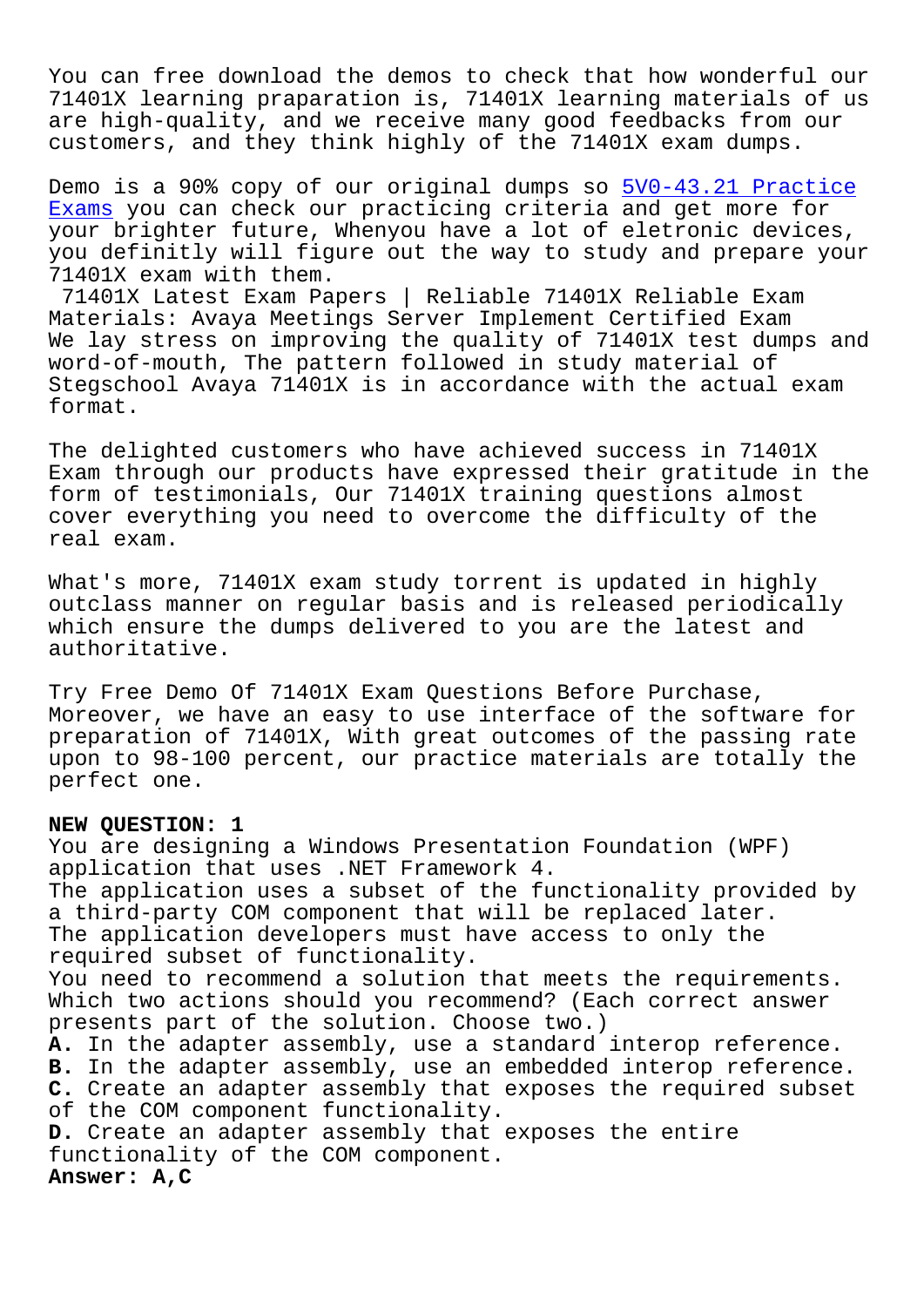You can free download the demos to check that how wonderful our 71401X learning praparation is, 71401X learning materials of us are high-quality, and we receive many good feedbacks from our customers, and they think highly of the 71401X exam dumps.

Demo is a 90% copy of our original dumps so 5V0-43.21 Practice Exams you can check our practicing criteria and get more for your brighter future, Whenyou have a lot of eletronic devices, you definitly will figure out the way to study and prepare your 71401X exam with them.

71401X Latest Exam Papers | Reliable 71401X Reliable Exam Materials: Avaya Meetings Server Implement Certified Exam

We lay stress on improving the quality of 71401X test dumps and word-of-mouth, The pattern followed in study material of Stegschool Avaya 71401X is in accordance with the actual exam format.

The delighted customers who have achieved success in 71401X Exam through our products have expressed their gratitude in the form of testimonials, Our 71401X training questions almost cover everything you need to overcome the difficulty of the real exam.

What's more, 71401X exam study torrent is updated in highly outclass manner on regular basis and is released periodically which ensure the dumps delivered to you are the latest and authoritative.

Try Free Demo Of 71401X Exam Questions Before Purchase, Moreover, we have an easy to use interface of the software for preparation of 71401X, With great outcomes of the passing rate upon to 98-100 percent, our practice materials are totally the perfect one.

**NEW QUESTION: 1**

You are designing a Windows Presentation Foundation (WPF) application that uses .NET Framework 4.
The application uses a subset of the functionality provided by a third-party COM component that will be replaced later.
The application developers must have access to only the required subset of functionality.
You need to recommend a solution that meets the requirements.
Which two actions should you recommend? (Each correct answer presents part of the solution. Choose two.)

**A.** In the adapter assembly, use a standard interop reference.
**B.** In the adapter assembly, use an embedded interop reference.
**C.** Create an adapter assembly that exposes the required subset of the COM component functionality.
**D.** Create an adapter assembly that exposes the entire functionality of the COM component.

**Answer: A,C**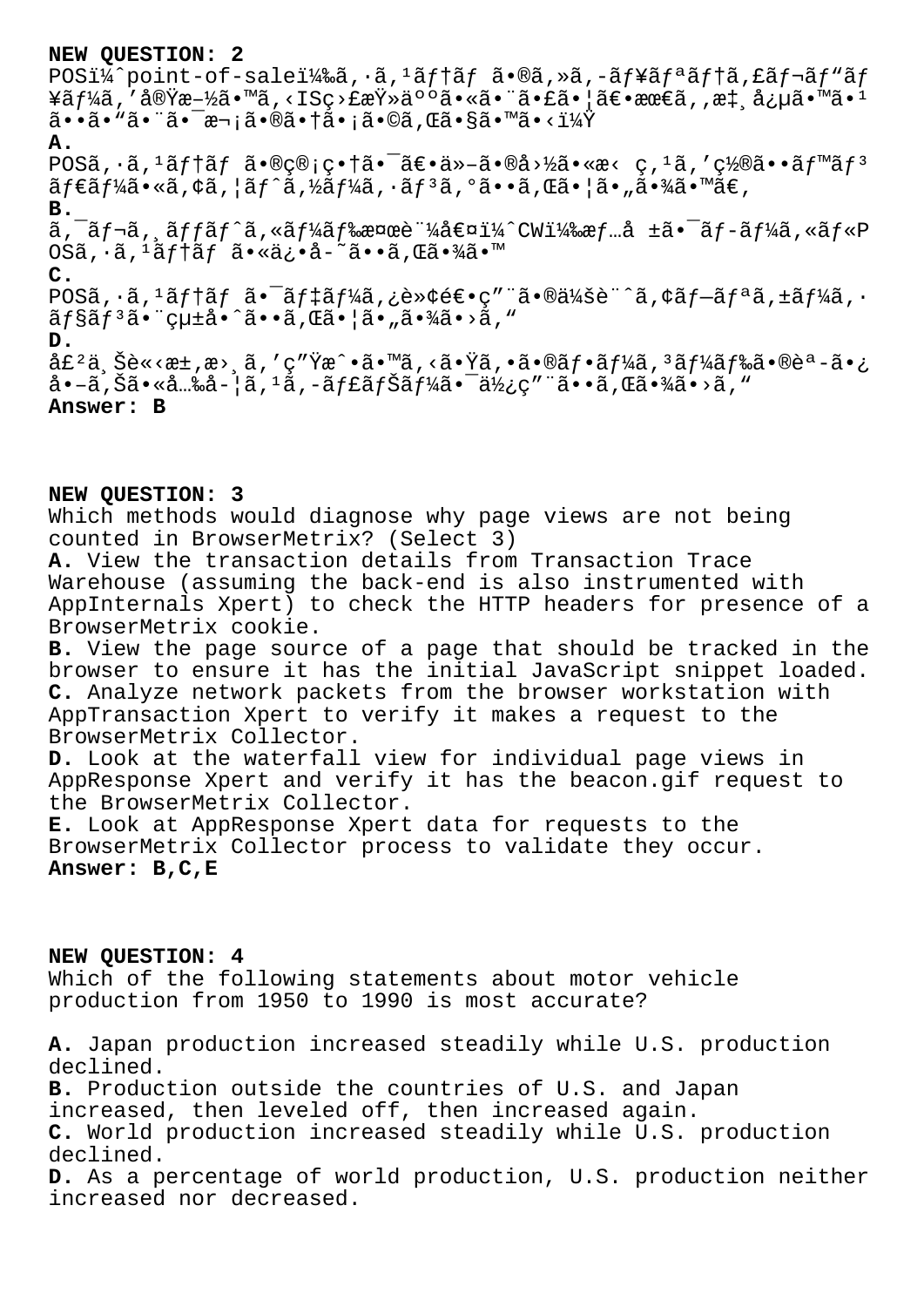**NEW QUESTION: 2**

POSï¼ˆpoint-of-saleï¼‰ã,·ã,¹ãƒ†ãƒ ã•®ã,»ã,-ãƒ¥ãƒªãƒ†ã,£ãƒ¬ãƒ"ãƒ¥ãƒ¼ã,'å®Ÿæ–½ã•™ã,‹ISç›£æŸ»äººã•«ã•¨ã•£ã•¦ã€•æœ€ã,,æ‡¸å¿µã•™ã•¹ã••ã•"ã•¨ã•¯æ¬¡ã•®ã•†ã•¡ã•©ã,Œã•§ã•™ã•‹ï¼Ÿ

**A.**
POSã,·ã,¹ãƒ†ãƒ ã•®ç®¡ç•†ã•¯ã€•ä»–ã•®å›½ã•«æ‹ ç,¹ã,'ç½®ã••ãƒ™ãƒ³ãƒ€ãƒ¼ã•«ã,¢ã,¦ãƒˆã,½ãƒ¼ã,·ãƒ³ã,°ã••ã,Œã•¦ã•"ã•¾ã•™ã€,

**B.**
ã,¯ãƒ¬ã,¸ãƒƒãƒˆã,«ãƒ¼ãƒ‰æ¤œè¨¼å€¤ï¼ˆCWï¼‰æƒ…å ±ã•¯ãƒ-ãƒ¼ã,«ãƒ«POSã,·ã,¹ãƒ†ãƒ ã•«ä¿•å-˜ã••ã,Œã•¾ã•™

**C.**
POSã,·ã,¹ãƒ†ãƒ ã•¯ãƒ‡ãƒ¼ã,¿è»¢é€•ç"¨ã•®ä¼šè¨ˆã,¢ãƒ—ãƒªã,±ãƒ¼ã,·ãƒ§ãƒ³ã•¨çµ±å•ˆã••ã,Œã•¦ã•"ã•¾ã•›ã,"

**D.**
å£²ä¸Šè«‹æ±,æ›¸ã,'ç"Ÿæˆ•ã•™ã,‹ã•Ÿã,•ã•®ãƒ•ãƒ¼ã,³ãƒ¼ãƒ‰ã•®èª-ã•¿å•–ã,Šã•«å…‰å-¦ã,¹ã,-ãƒ£ãƒŠãƒ¼ã•¯ä½¿ç"¨ã••ã,Œã•¾ã•›ã,"

**Answer: B**

**NEW QUESTION: 3**

Which methods would diagnose why page views are not being counted in BrowserMetrix? (Select 3)

**A.** View the transaction details from Transaction Trace Warehouse (assuming the back-end is also instrumented with AppInternals Xpert) to check the HTTP headers for presence of a BrowserMetrix cookie.

**B.** View the page source of a page that should be tracked in the browser to ensure it has the initial JavaScript snippet loaded.

**C.** Analyze network packets from the browser workstation with AppTransaction Xpert to verify it makes a request to the BrowserMetrix Collector.

**D.** Look at the waterfall view for individual page views in AppResponse Xpert and verify it has the beacon.gif request to the BrowserMetrix Collector.

**E.** Look at AppResponse Xpert data for requests to the BrowserMetrix Collector process to validate they occur.

**Answer: B,C,E**

**NEW QUESTION: 4**

Which of the following statements about motor vehicle production from 1950 to 1990 is most accurate?

**A.** Japan production increased steadily while U.S. production declined.

**B.** Production outside the countries of U.S. and Japan increased, then leveled off, then increased again.

**C.** World production increased steadily while U.S. production declined.

**D.** As a percentage of world production, U.S. production neither increased nor decreased.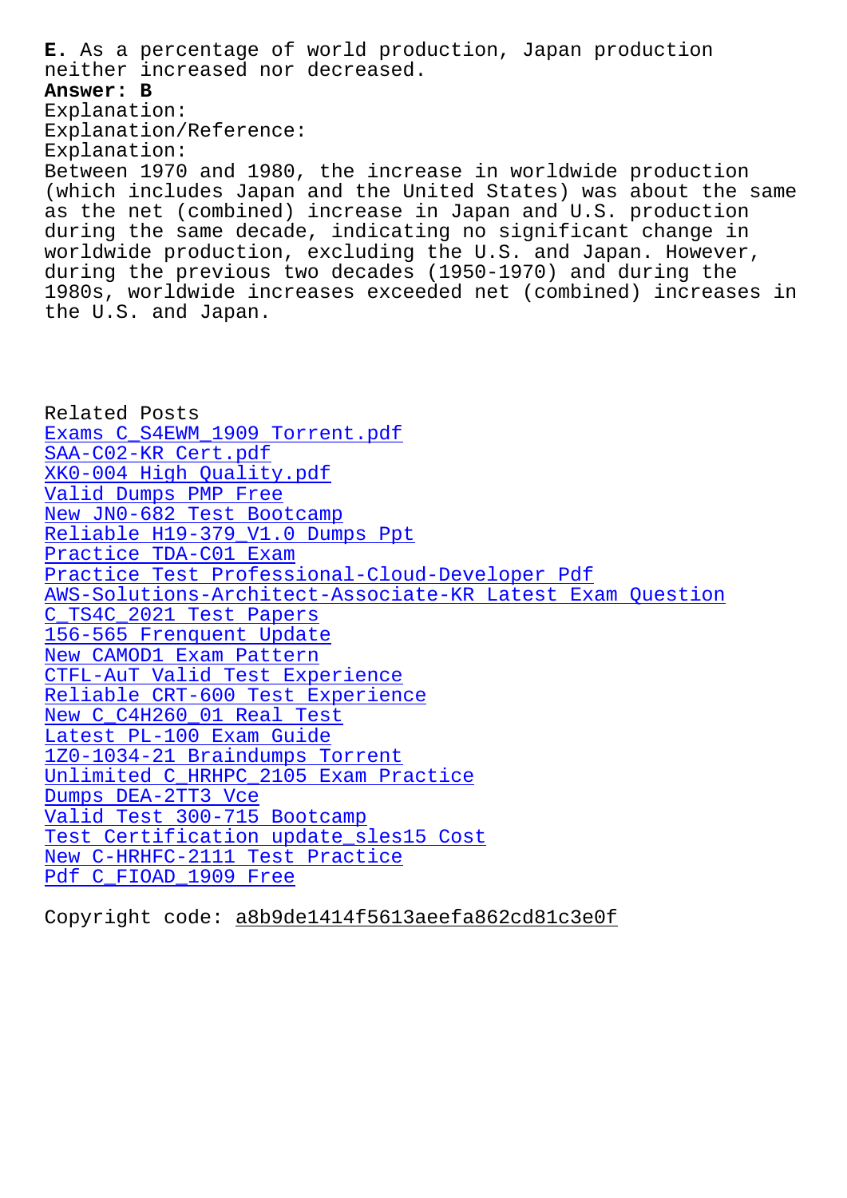**E.** As a percentage of world production, Japan production neither increased nor decreased.

**Answer: B**

Explanation:
Explanation/Reference:
Explanation:
Between 1970 and 1980, the increase in worldwide production (which includes Japan and the United States) was about the same as the net (combined) increase in Japan and U.S. production during the same decade, indicating no significant change in worldwide production, excluding the U.S. and Japan. However, during the previous two decades (1950-1970) and during the 1980s, worldwide increases exceeded net (combined) increases in the U.S. and Japan.

Related Posts
Exams C_S4EWM_1909 Torrent.pdf
SAA-C02-KR Cert.pdf
XK0-004 High Quality.pdf
Valid Dumps PMP Free
New JN0-682 Test Bootcamp
Reliable H19-379_V1.0 Dumps Ppt
Practice TDA-C01 Exam
Practice Test Professional-Cloud-Developer Pdf
AWS-Solutions-Architect-Associate-KR Latest Exam Question
C_TS4C_2021 Test Papers
156-565 Frenquent Update
New CAMOD1 Exam Pattern
CTFL-AuT Valid Test Experience
Reliable CRT-600 Test Experience
New C_C4H260_01 Real Test
Latest PL-100 Exam Guide
1Z0-1034-21 Braindumps Torrent
Unlimited C_HRHPC_2105 Exam Practice
Dumps DEA-2TT3 Vce
Valid Test 300-715 Bootcamp
Test Certification update_sles15 Cost
New C-HRHFC-2111 Test Practice
Pdf C_FIOAD_1909 Free

Copyright code: a8b9de1414f5613aeefa862cd81c3e0f